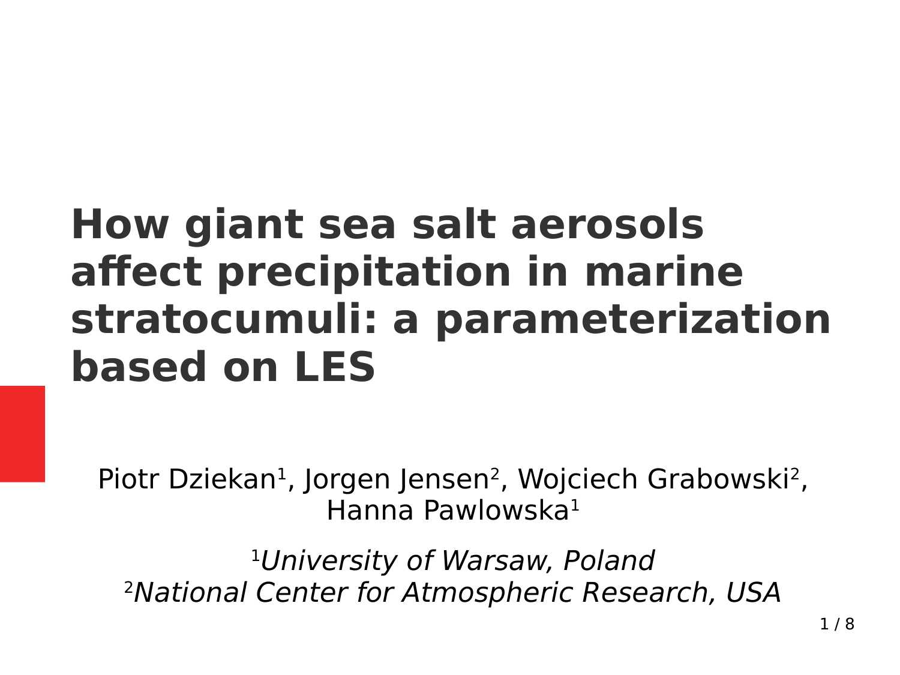# How giant sea salt aerosols affect precipitation in marine stratocumuli: a parameterization based on LES

Piotr Dziekan[1], Jorgen Jensen[2], Wojciech Grabowski[2], Hanna Pawlowska[1]

[1]*University of Warsaw, Poland*
[2]*National Center for Atmospheric Research, USA*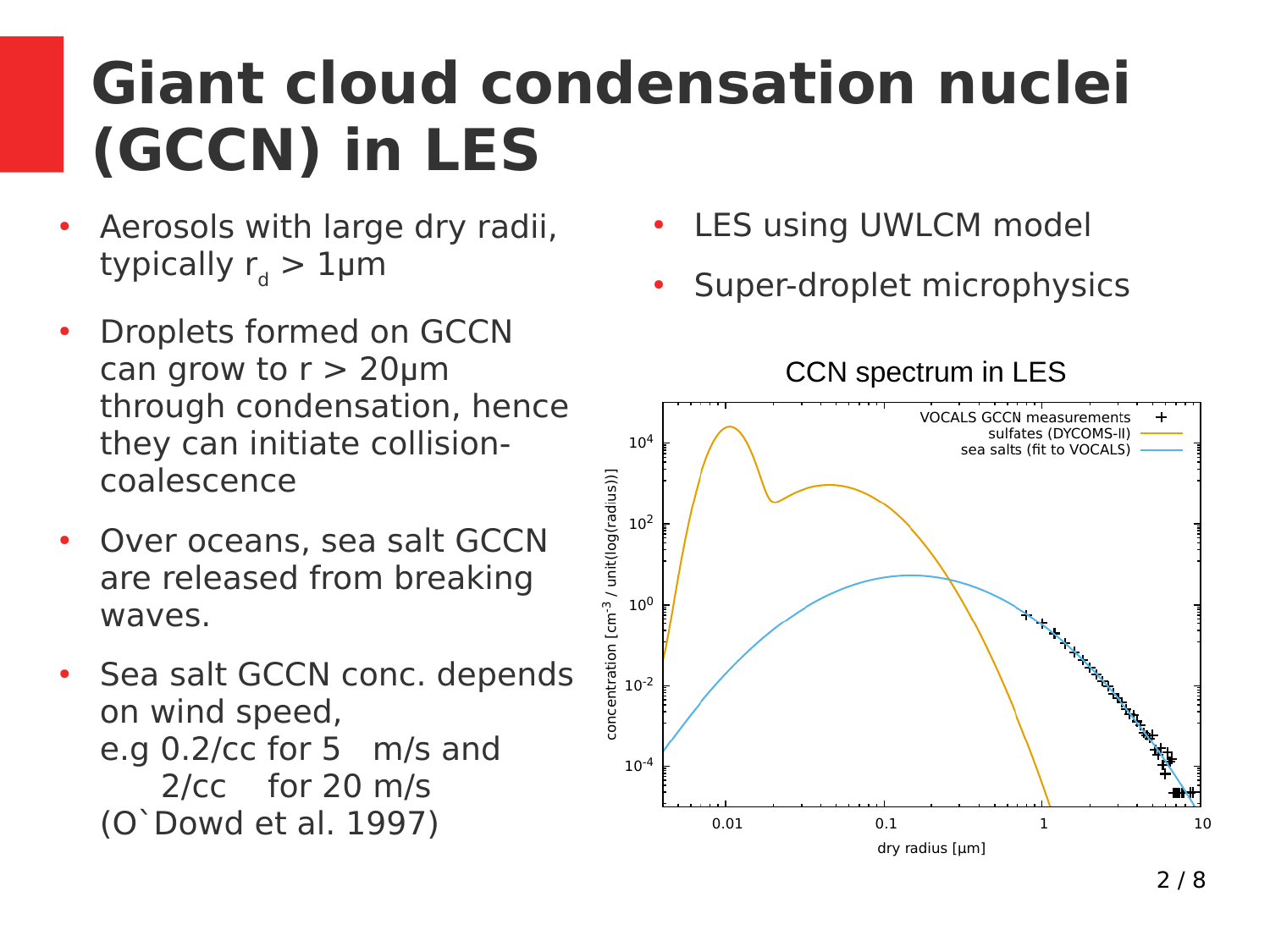# Giant cloud condensation nuclei (GCCN) in LES

- Aerosols with large dry radii, typically $r_d$ > 1μm
- Droplets formed on GCCN can grow to r > 20μm through condensation, hence they can initiate collision-coalescence
- Over oceans, sea salt GCCN are released from breaking waves.
- Sea salt GCCN conc. depends on wind speed,  
  e.g 0.2/cc for 5 m/s and  
  2/cc for 20 m/s  
  (O`Dowd et al. 1997)

- LES using UWLCM model
- Super-droplet microphysics

CCN spectrum in LES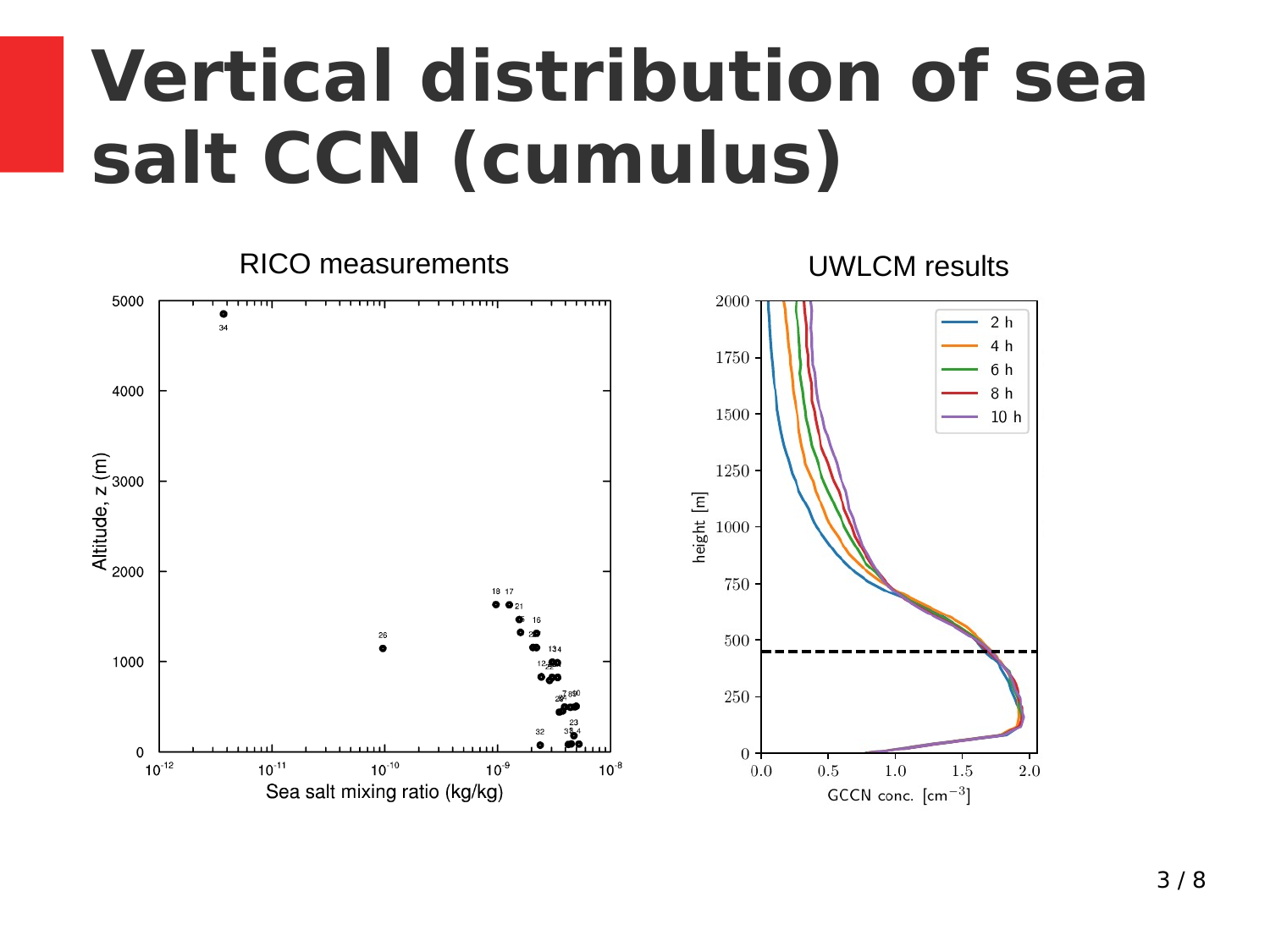# Vertical distribution of sea salt CCN (cumulus)

RICO measurements

UWLCM results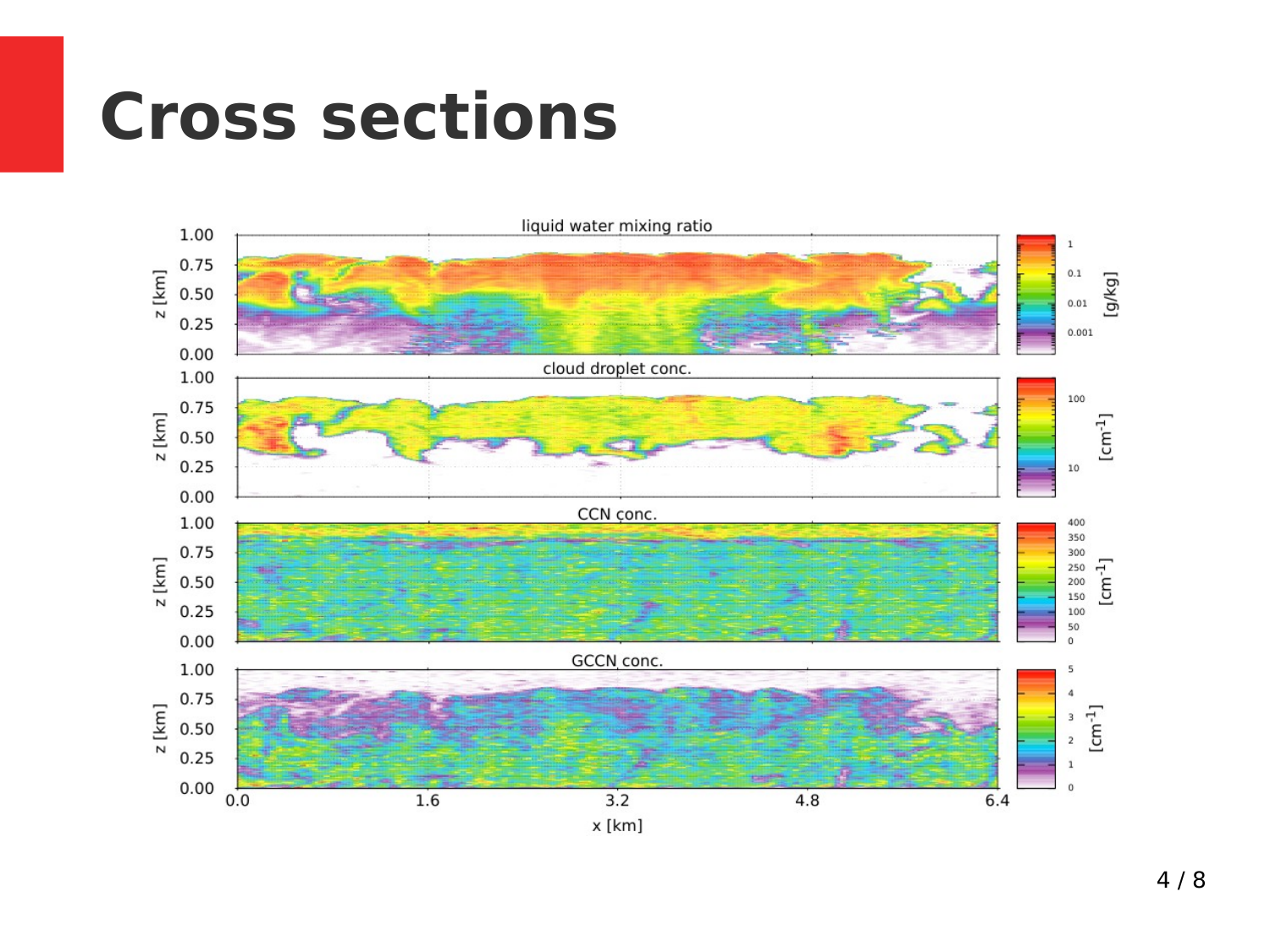# Cross sections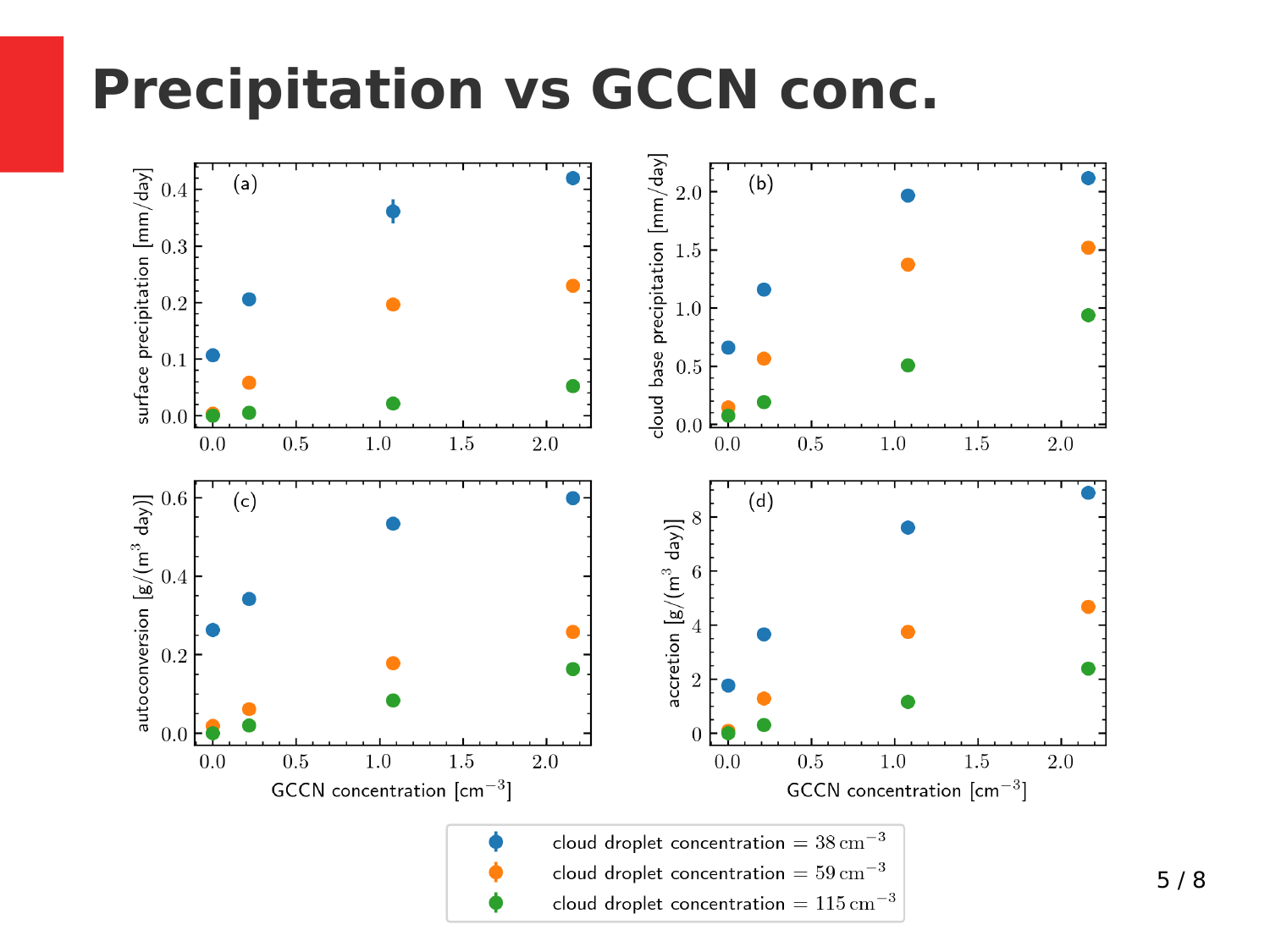# Precipitation vs GCCN conc.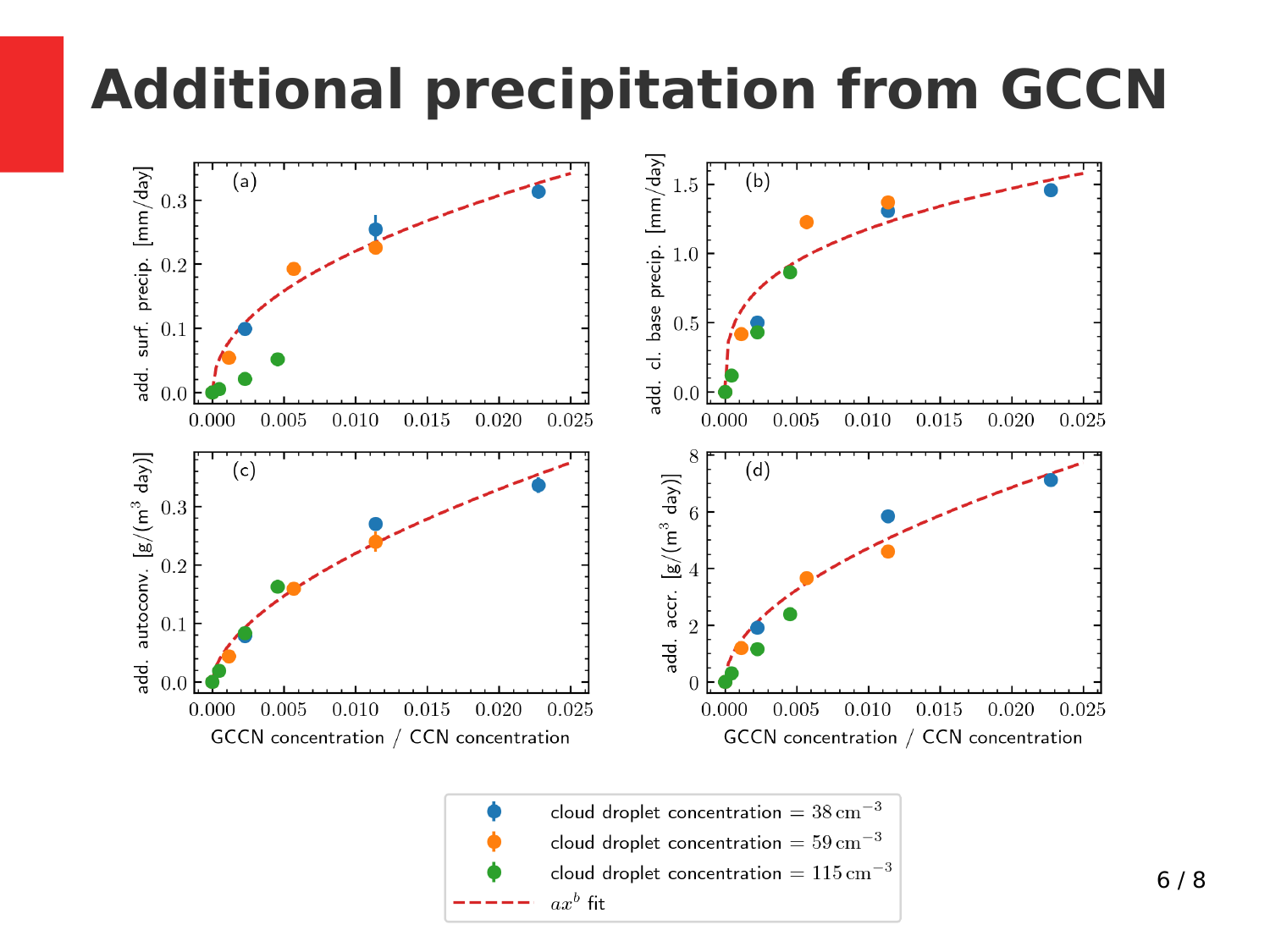# Additional precipitation from GCCN

(a) add. surf. precip. [mm/day]

(b) add. cl. base precip. [mm/day]

(c) add. autoconv. [g/(m$^3$ day)]

(d) add. accr. [g/(m$^3$ day)]

GCCN concentration / CCN concentration

- cloud droplet concentration = $38\,\mathrm{cm}^{-3}$
- cloud droplet concentration = $59\,\mathrm{cm}^{-3}$
- cloud droplet concentration = $115\,\mathrm{cm}^{-3}$
- $ax^b$ fit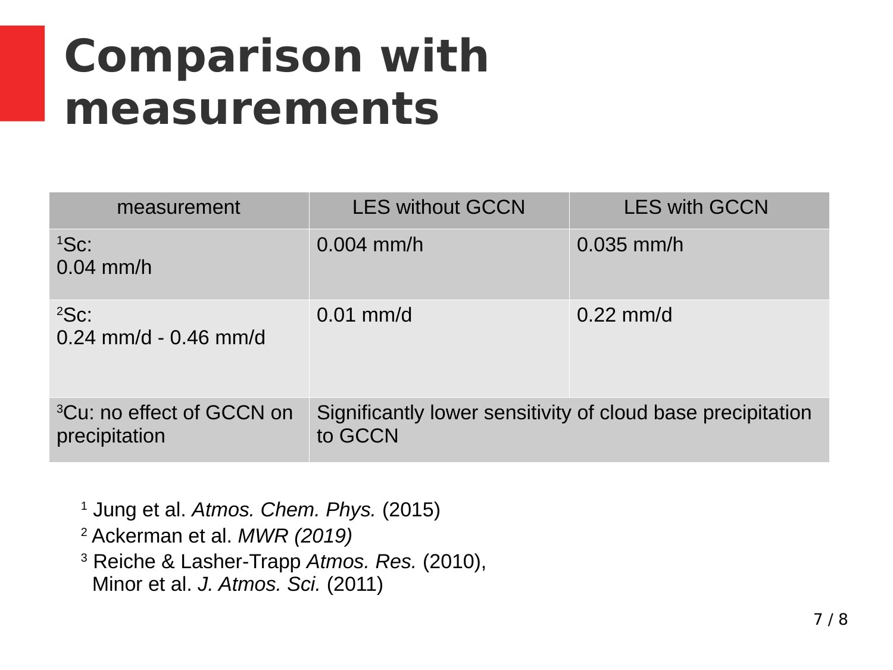# Comparison with measurements

| measurement | LES without GCCN | LES with GCCN |
|---|---|---|
| [1]Sc: 0.04 mm/h | 0.004 mm/h | 0.035 mm/h |
| [2]Sc: 0.24 mm/d - 0.46 mm/d | 0.01 mm/d | 0.22 mm/d |
| [3]Cu: no effect of GCCN on precipitation | Significantly lower sensitivity of cloud base precipitation to GCCN | |

[1] Jung et al. *Atmos. Chem. Phys.* (2015)

[2] Ackerman et al. *MWR (2019)*

[3] Reiche & Lasher-Trapp *Atmos. Res.* (2010), Minor et al. *J. Atmos. Sci.* (2011)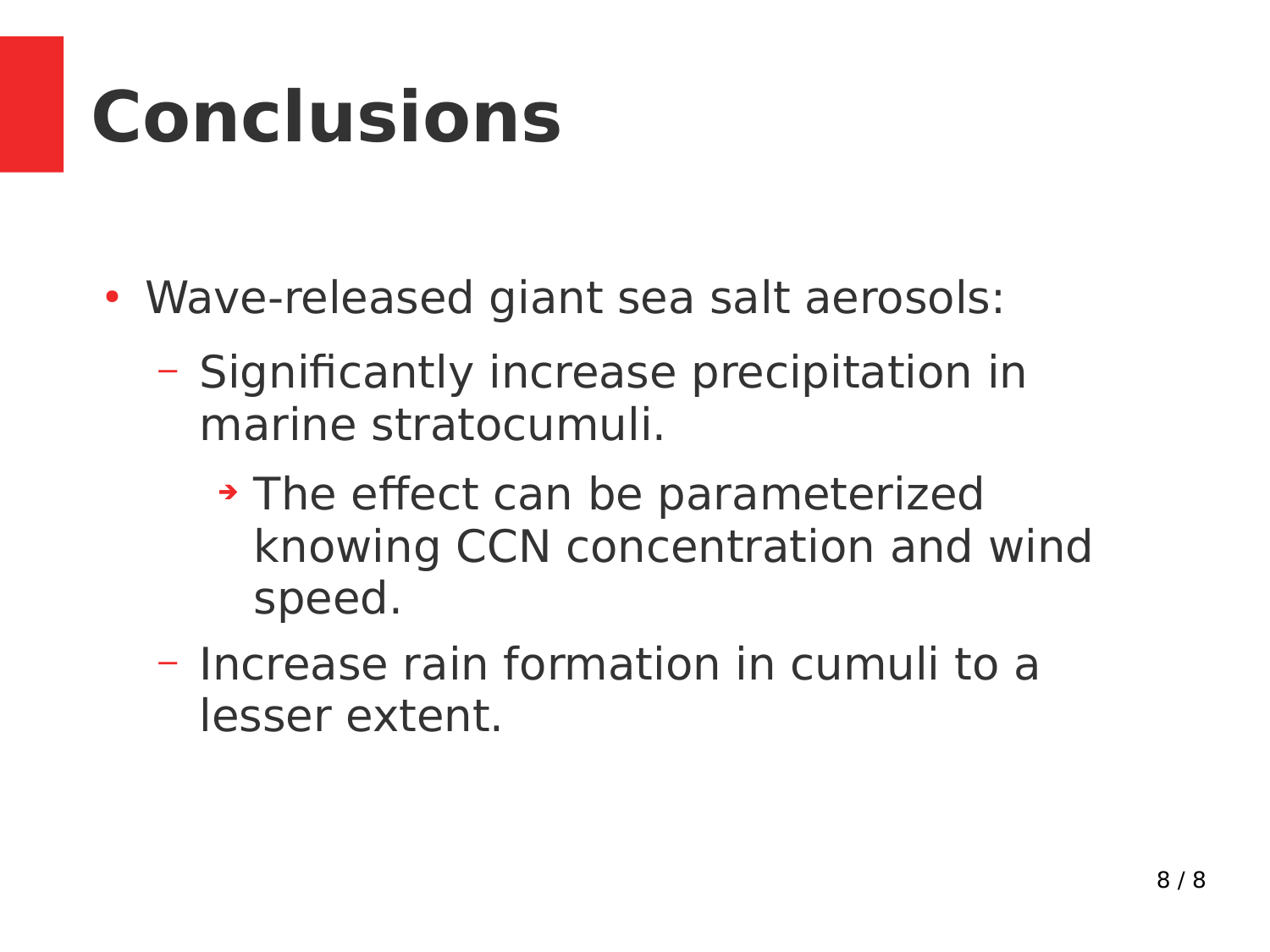# Conclusions

- Wave-released giant sea salt aerosols:
  - Significantly increase precipitation in marine stratocumuli.
    - ➔ The effect can be parameterized knowing CCN concentration and wind speed.
  - Increase rain formation in cumuli to a lesser extent.